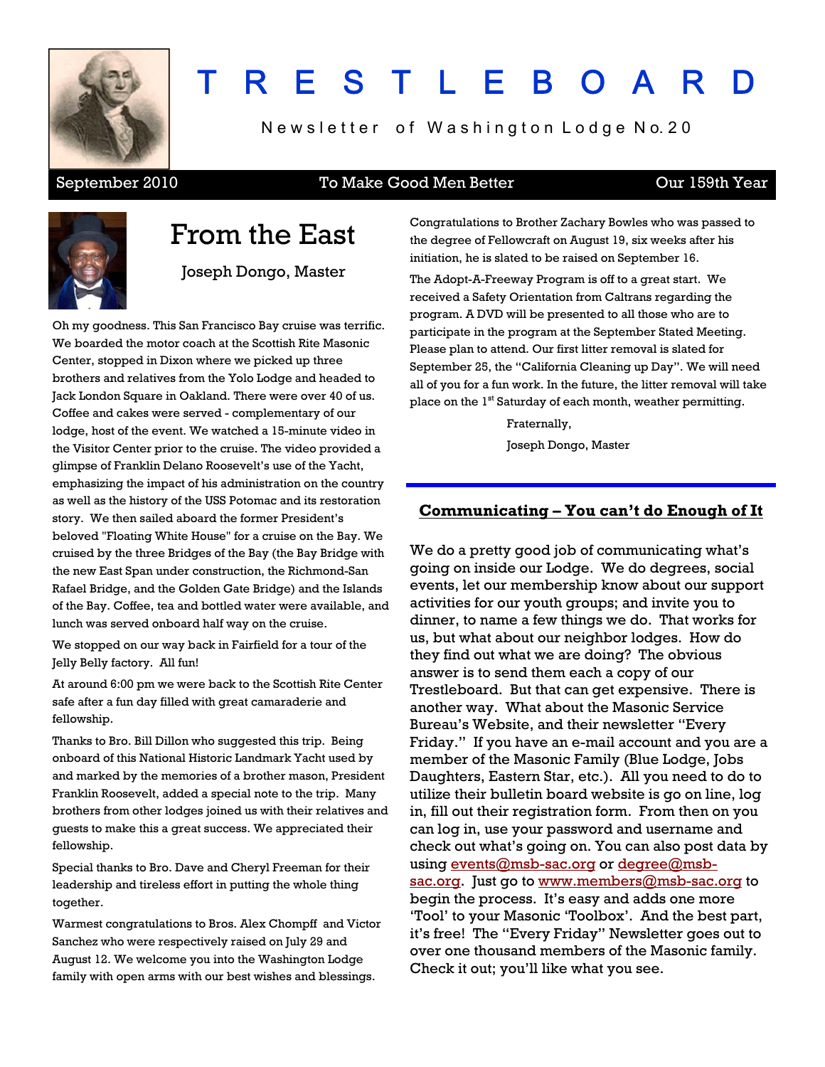# T R E S T L E B O A R D

Newsletter of Washington Lodge No. 20

September 2010 | To Make Good Men Better | Our 159th Year

## From the East

Joseph Dongo, Master

Oh my goodness. This San Francisco Bay cruise was terrific. We boarded the motor coach at the Scottish Rite Masonic Center, stopped in Dixon where we picked up three brothers and relatives from the Yolo Lodge and headed to Jack London Square in Oakland. There were over 40 of us. Coffee and cakes were served - complementary of our lodge, host of the event. We watched a 15-minute video in the Visitor Center prior to the cruise. The video provided a glimpse of Franklin Delano Roosevelt's use of the Yacht, emphasizing the impact of his administration on the country as well as the history of the USS Potomac and its restoration story. We then sailed aboard the former President's beloved "Floating White House" for a cruise on the Bay. We cruised by the three Bridges of the Bay (the Bay Bridge with the new East Span under construction, the Richmond-San Rafael Bridge, and the Golden Gate Bridge) and the Islands of the Bay. Coffee, tea and bottled water were available, and lunch was served onboard half way on the cruise.

We stopped on our way back in Fairfield for a tour of the Jelly Belly factory. All fun!

At around 6:00 pm we were back to the Scottish Rite Center safe after a fun day filled with great camaraderie and fellowship.

Thanks to Bro. Bill Dillon who suggested this trip. Being onboard of this National Historic Landmark Yacht used by and marked by the memories of a brother mason, President Franklin Roosevelt, added a special note to the trip. Many brothers from other lodges joined us with their relatives and guests to make this a great success. We appreciated their fellowship.

Special thanks to Bro. Dave and Cheryl Freeman for their leadership and tireless effort in putting the whole thing together.

Warmest congratulations to Bros. Alex Chompff and Victor Sanchez who were respectively raised on July 29 and August 12. We welcome you into the Washington Lodge family with open arms with our best wishes and blessings.

Congratulations to Brother Zachary Bowles who was passed to the degree of Fellowcraft on August 19, six weeks after his initiation, he is slated to be raised on September 16.

The Adopt-A-Freeway Program is off to a great start. We received a Safety Orientation from Caltrans regarding the program. A DVD will be presented to all those who are to participate in the program at the September Stated Meeting. Please plan to attend. Our first litter removal is slated for September 25, the "California Cleaning up Day". We will need all of you for a fun work. In the future, the litter removal will take place on the 1st Saturday of each month, weather permitting.

Fraternally,

Joseph Dongo, Master

## Communicating – You can't do Enough of It

We do a pretty good job of communicating what's going on inside our Lodge. We do degrees, social events, let our membership know about our support activities for our youth groups; and invite you to dinner, to name a few things we do. That works for us, but what about our neighbor lodges. How do they find out what we are doing? The obvious answer is to send them each a copy of our Trestleboard. But that can get expensive. There is another way. What about the Masonic Service Bureau's Website, and their newsletter "Every Friday." If you have an e-mail account and you are a member of the Masonic Family (Blue Lodge, Jobs Daughters, Eastern Star, etc.). All you need to do to utilize their bulletin board website is go on line, log in, fill out their registration form. From then on you can log in, use your password and username and check out what's going on. You can also post data by using events@msb-sac.org or degree@msb-sac.org. Just go to www.members@msb-sac.org to begin the process. It's easy and adds one more 'Tool' to your Masonic 'Toolbox'. And the best part, it's free! The "Every Friday" Newsletter goes out to over one thousand members of the Masonic family. Check it out; you'll like what you see.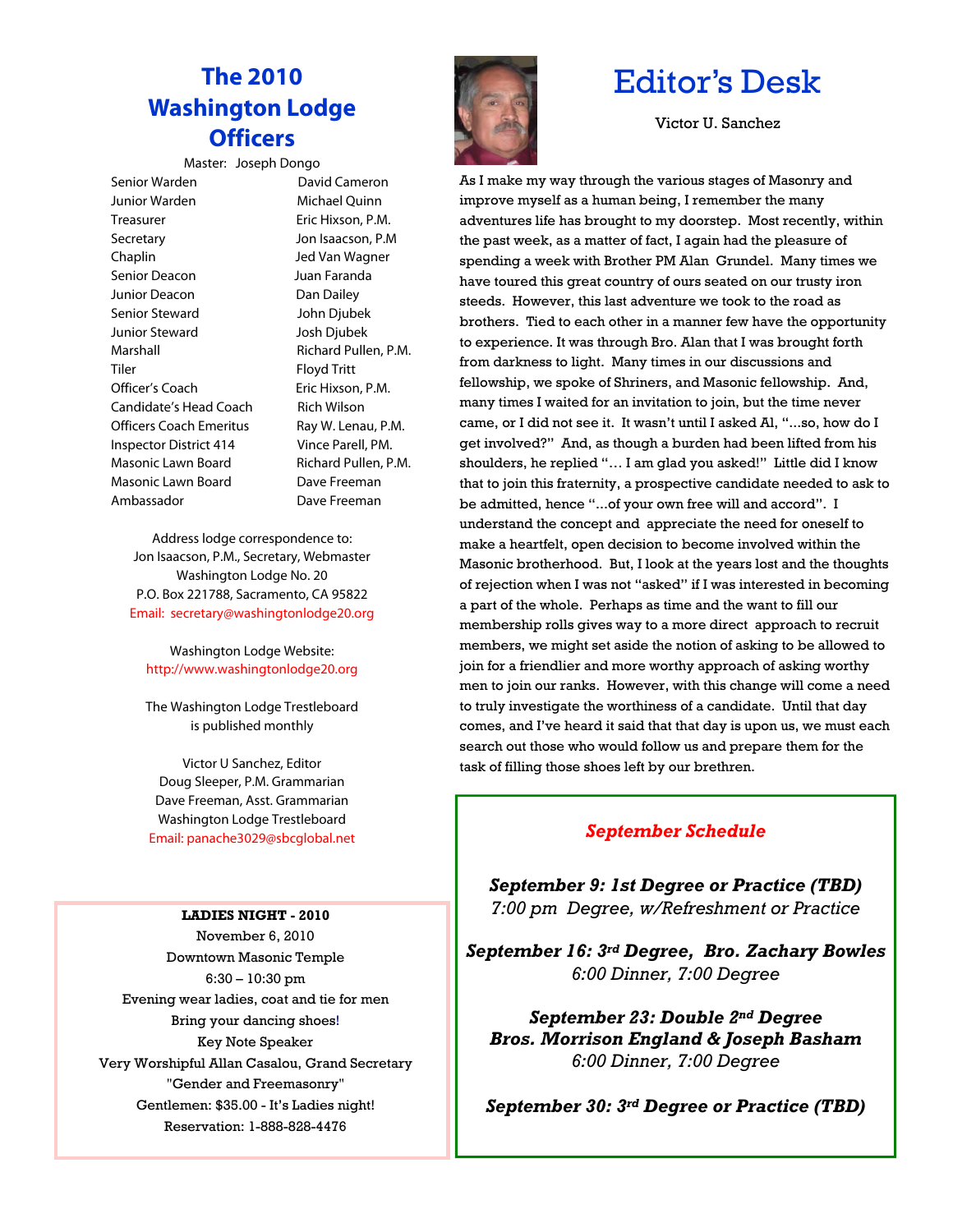## The 2010 Washington Lodge Officers

Master: Joseph Dongo

| | |
|---|---|
| Senior Warden | David Cameron |
| Junior Warden | Michael Quinn |
| Treasurer | Eric Hixson, P.M. |
| Secretary | Jon Isaacson, P.M |
| Chaplin | Jed Van Wagner |
| Senior Deacon | Juan Faranda |
| Junior Deacon | Dan Dailey |
| Senior Steward | John Djubek |
| Junior Steward | Josh Djubek |
| Marshall | Richard Pullen, P.M. |
| Tiler | Floyd Tritt |
| Officer's Coach | Eric Hixson, P.M. |
| Candidate's Head Coach | Rich Wilson |
| Officers Coach Emeritus | Ray W. Lenau, P.M. |
| Inspector District 414 | Vince Parell, PM. |
| Masonic Lawn Board | Richard Pullen, P.M. |
| Masonic Lawn Board | Dave Freeman |
| Ambassador | Dave Freeman |

Address lodge correspondence to:
Jon Isaacson, P.M., Secretary, Webmaster
Washington Lodge No. 20
P.O. Box 221788, Sacramento, CA 95822
Email: secretary@washingtonlodge20.org

Washington Lodge Website:
http://www.washingtonlodge20.org

The Washington Lodge Trestleboard
is published monthly

Victor U Sanchez, Editor
Doug Sleeper, P.M. Grammarian
Dave Freeman, Asst. Grammarian
Washington Lodge Trestleboard
Email: panache3029@sbcglobal.net

**LADIES NIGHT - 2010**
November 6, 2010
Downtown Masonic Temple
6:30 – 10:30 pm
Evening wear ladies, coat and tie for men
Bring your dancing shoes!
Key Note Speaker
Very Worshipful Allan Casalou, Grand Secretary
"Gender and Freemasonry"
Gentlemen: $35.00 - It's Ladies night!
Reservation: 1-888-828-4476

# Editor's Desk

Victor U. Sanchez

As I make my way through the various stages of Masonry and improve myself as a human being, I remember the many adventures life has brought to my doorstep. Most recently, within the past week, as a matter of fact, I again had the pleasure of spending a week with Brother PM Alan Grundel. Many times we have toured this great country of ours seated on our trusty iron steeds. However, this last adventure we took to the road as brothers. Tied to each other in a manner few have the opportunity to experience. It was through Bro. Alan that I was brought forth from darkness to light. Many times in our discussions and fellowship, we spoke of Shriners, and Masonic fellowship. And, many times I waited for an invitation to join, but the time never came, or I did not see it. It wasn't until I asked Al, "...so, how do I get involved?" And, as though a burden had been lifted from his shoulders, he replied "... I am glad you asked!" Little did I know that to join this fraternity, a prospective candidate needed to ask to be admitted, hence "...of your own free will and accord". I understand the concept and appreciate the need for oneself to make a heartfelt, open decision to become involved within the Masonic brotherhood. But, I look at the years lost and the thoughts of rejection when I was not "asked" if I was interested in becoming a part of the whole. Perhaps as time and the want to fill our membership rolls gives way to a more direct approach to recruit members, we might set aside the notion of asking to be allowed to join for a friendlier and more worthy approach of asking worthy men to join our ranks. However, with this change will come a need to truly investigate the worthiness of a candidate. Until that day comes, and I've heard it said that that day is upon us, we must each search out those who would follow us and prepare them for the task of filling those shoes left by our brethren.

***September Schedule***

***September 9: 1st Degree or Practice (TBD)***
*7:00 pm Degree, w/Refreshment or Practice*

***September 16: 3rd Degree, Bro. Zachary Bowles***
*6:00 Dinner, 7:00 Degree*

***September 23: Double 2nd Degree***
***Bros. Morrison England & Joseph Basham***
*6:00 Dinner, 7:00 Degree*

***September 30: 3rd Degree or Practice (TBD)***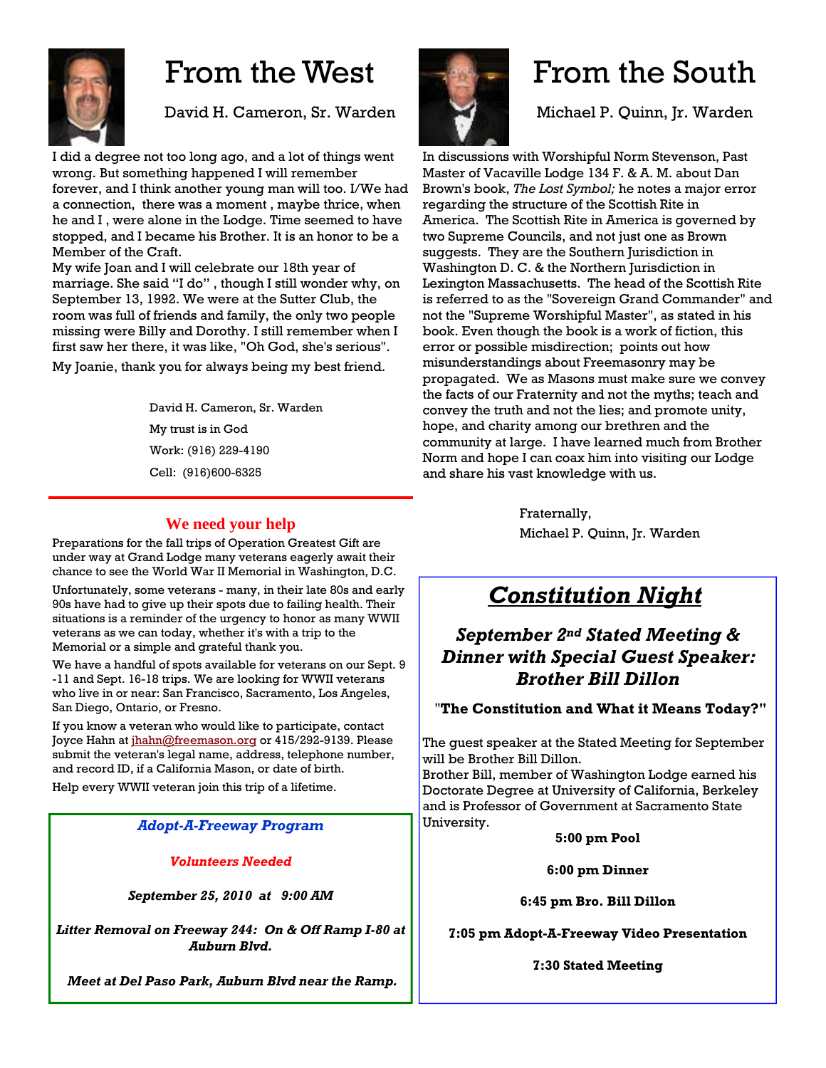# From the West

David H. Cameron, Sr. Warden

I did a degree not too long ago, and a lot of things went wrong. But something happened I will remember forever, and I think another young man will too. I/We had a connection, there was a moment , maybe thrice, when he and I , were alone in the Lodge. Time seemed to have stopped, and I became his Brother. It is an honor to be a Member of the Craft.

My wife Joan and I will celebrate our 18th year of marriage. She said "I do" , though I still wonder why, on September 13, 1992. We were at the Sutter Club, the room was full of friends and family, the only two people missing were Billy and Dorothy. I still remember when I first saw her there, it was like, "Oh God, she's serious".

My Joanie, thank you for always being my best friend.

David H. Cameron, Sr. Warden
My trust is in God
Work: (916) 229-4190
Cell: (916)600-6325

# From the South

Michael P. Quinn, Jr. Warden

In discussions with Worshipful Norm Stevenson, Past Master of Vacaville Lodge 134 F. & A. M. about Dan Brown's book, *The Lost Symbol;* he notes a major error regarding the structure of the Scottish Rite in America. The Scottish Rite in America is governed by two Supreme Councils, and not just one as Brown suggests. They are the Southern Jurisdiction in Washington D. C. & the Northern Jurisdiction in Lexington Massachusetts. The head of the Scottish Rite is referred to as the "Sovereign Grand Commander" and not the "Supreme Worshipful Master", as stated in his book. Even though the book is a work of fiction, this error or possible misdirection; points out how misunderstandings about Freemasonry may be propagated. We as Masons must make sure we convey the facts of our Fraternity and not the myths; teach and convey the truth and not the lies; and promote unity, hope, and charity among our brethren and the community at large. I have learned much from Brother Norm and hope I can coax him into visiting our Lodge and share his vast knowledge with us.

Fraternally,
Michael P. Quinn, Jr. Warden

## We need your help

Preparations for the fall trips of Operation Greatest Gift are under way at Grand Lodge many veterans eagerly await their chance to see the World War II Memorial in Washington, D.C.

Unfortunately, some veterans - many, in their late 80s and early 90s have had to give up their spots due to failing health. Their situations is a reminder of the urgency to honor as many WWII veterans as we can today, whether it's with a trip to the Memorial or a simple and grateful thank you.

We have a handful of spots available for veterans on our Sept. 9 -11 and Sept. 16-18 trips. We are looking for WWII veterans who live in or near: San Francisco, Sacramento, Los Angeles, San Diego, Ontario, or Fresno.

If you know a veteran who would like to participate, contact Joyce Hahn at jhahn@freemason.org or 415/292-9139. Please submit the veteran's legal name, address, telephone number, and record ID, if a California Mason, or date of birth.

Help every WWII veteran join this trip of a lifetime.

## Constitution Night

***September 2nd Stated Meeting & Dinner with Special Guest Speaker: Brother Bill Dillon***

**"The Constitution and What it Means Today?"**

The guest speaker at the Stated Meeting for September will be Brother Bill Dillon.
Brother Bill, member of Washington Lodge earned his Doctorate Degree at University of California, Berkeley and is Professor of Government at Sacramento State University.

**5:00 pm Pool**

**6:00 pm Dinner**

**6:45 pm Bro. Bill Dillon**

**7:05 pm Adopt-A-Freeway Video Presentation**

**7:30 Stated Meeting**

## *Adopt-A-Freeway Program*

***Volunteers Needed***

***September 25, 2010 at 9:00 AM***

***Litter Removal on Freeway 244: On & Off Ramp I-80 at Auburn Blvd.***

***Meet at Del Paso Park, Auburn Blvd near the Ramp.***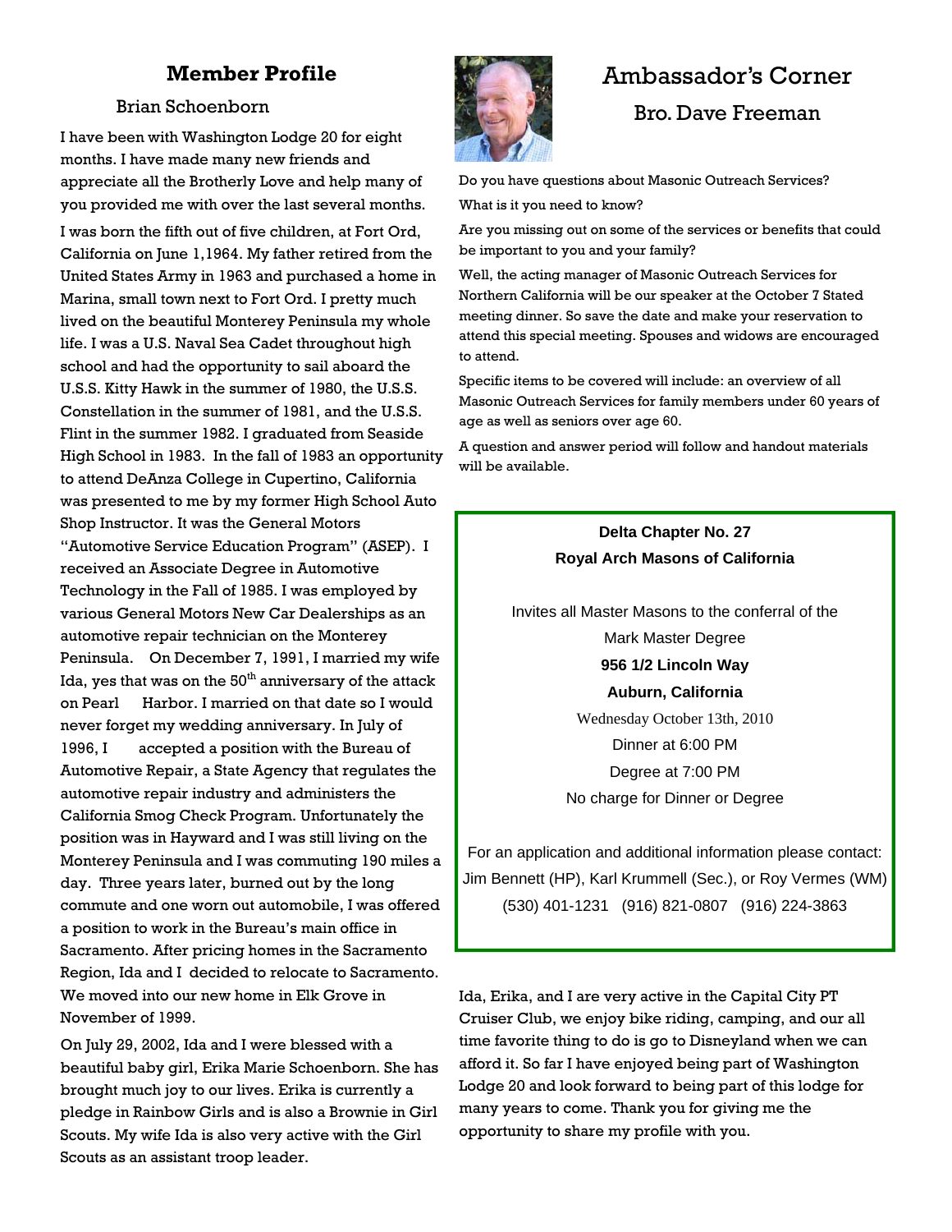## Member Profile

Brian Schoenborn

I have been with Washington Lodge 20 for eight months. I have made many new friends and appreciate all the Brotherly Love and help many of you provided me with over the last several months.

I was born the fifth out of five children, at Fort Ord, California on June 1,1964. My father retired from the United States Army in 1963 and purchased a home in Marina, small town next to Fort Ord. I pretty much lived on the beautiful Monterey Peninsula my whole life. I was a U.S. Naval Sea Cadet throughout high school and had the opportunity to sail aboard the U.S.S. Kitty Hawk in the summer of 1980, the U.S.S. Constellation in the summer of 1981, and the U.S.S. Flint in the summer 1982. I graduated from Seaside High School in 1983. In the fall of 1983 an opportunity to attend DeAnza College in Cupertino, California was presented to me by my former High School Auto Shop Instructor. It was the General Motors "Automotive Service Education Program" (ASEP). I received an Associate Degree in Automotive Technology in the Fall of 1985. I was employed by various General Motors New Car Dealerships as an automotive repair technician on the Monterey Peninsula. On December 7, 1991, I married my wife Ida, yes that was on the 50th anniversary of the attack on Pearl Harbor. I married on that date so I would never forget my wedding anniversary. In July of 1996, I accepted a position with the Bureau of Automotive Repair, a State Agency that regulates the automotive repair industry and administers the California Smog Check Program. Unfortunately the position was in Hayward and I was still living on the Monterey Peninsula and I was commuting 190 miles a day. Three years later, burned out by the long commute and one worn out automobile, I was offered a position to work in the Bureau's main office in Sacramento. After pricing homes in the Sacramento Region, Ida and I decided to relocate to Sacramento. We moved into our new home in Elk Grove in November of 1999.

On July 29, 2002, Ida and I were blessed with a beautiful baby girl, Erika Marie Schoenborn. She has brought much joy to our lives. Erika is currently a pledge in Rainbow Girls and is also a Brownie in Girl Scouts. My wife Ida is also very active with the Girl Scouts as an assistant troop leader.

Ida, Erika, and I are very active in the Capital City PT Cruiser Club, we enjoy bike riding, camping, and our all time favorite thing to do is go to Disneyland when we can afford it. So far I have enjoyed being part of Washington Lodge 20 and look forward to being part of this lodge for many years to come. Thank you for giving me the opportunity to share my profile with you.

## Ambassador's Corner

Bro. Dave Freeman

Do you have questions about Masonic Outreach Services?

What is it you need to know?

Are you missing out on some of the services or benefits that could be important to you and your family?

Well, the acting manager of Masonic Outreach Services for Northern California will be our speaker at the October 7 Stated meeting dinner. So save the date and make your reservation to attend this special meeting. Spouses and widows are encouraged to attend.

Specific items to be covered will include: an overview of all Masonic Outreach Services for family members under 60 years of age as well as seniors over age 60.

A question and answer period will follow and handout materials will be available.

**Delta Chapter No. 27**
**Royal Arch Masons of California**

Invites all Master Masons to the conferral of the Mark Master Degree

**956 1/2 Lincoln Way**
**Auburn, California**

Wednesday October 13th, 2010
Dinner at 6:00 PM
Degree at 7:00 PM
No charge for Dinner or Degree

For an application and additional information please contact:
Jim Bennett (HP), Karl Krummell (Sec.), or Roy Vermes (WM)
(530) 401-1231 (916) 821-0807 (916) 224-3863